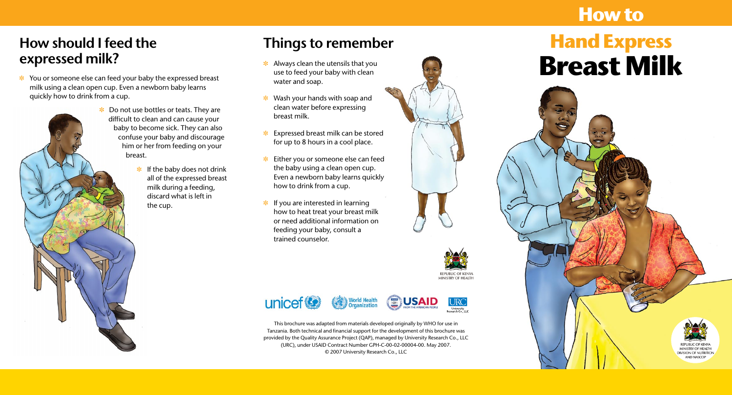## How should I feed the expressed milk?

- You or someone else can feed your baby the expressed breast milk using a clean open cup. Even a newborn baby learns quickly how to drink from a cup.
- Do not use bottles or teats. They are difficult to clean and can cause your baby to become sick. They can also confuse your baby and discourage him or her from feeding on your breast.
- If the baby does not drink all of the expressed breast milk during a feeding, discard what is left in the cup.

## Things to remember

- Always clean the utensils that you use to feed your baby with clean water and soap.
- Wash your hands with soap and clean water before expressing breast milk.
- Expressed breast milk can be stored for up to 8 hours in a cool place.
- Either you or someone else can feed the baby using a clean open cup. Even a newborn baby learns quickly how to drink from a cup.
- If you are interested in learning how to heat treat your breast milk or need additional information on feeding your baby, consult a trained counselor.

REPUBLIC OF KENYA
MINISTRY OF HEALTH

unicef | World Health Organization | USAID FROM THE AMERICAN PEOPLE | URC University Research Co., LLC

This brochure was adapted from materials developed originally by WHO for use in Tanzania. Both technical and financial support for the development of this brochure was provided by the Quality Assurance Project (QAP), managed by University Research Co., LLC (URC), under USAID Contract Number GPH-C-00-02-00004-00. May 2007.
© 2007 University Research Co., LLC

# How to Hand Express Breast Milk

REPUBLIC OF KENYA
MINISTRY OF HEALTH
DIVISION OF NUTRITION AND NASCOP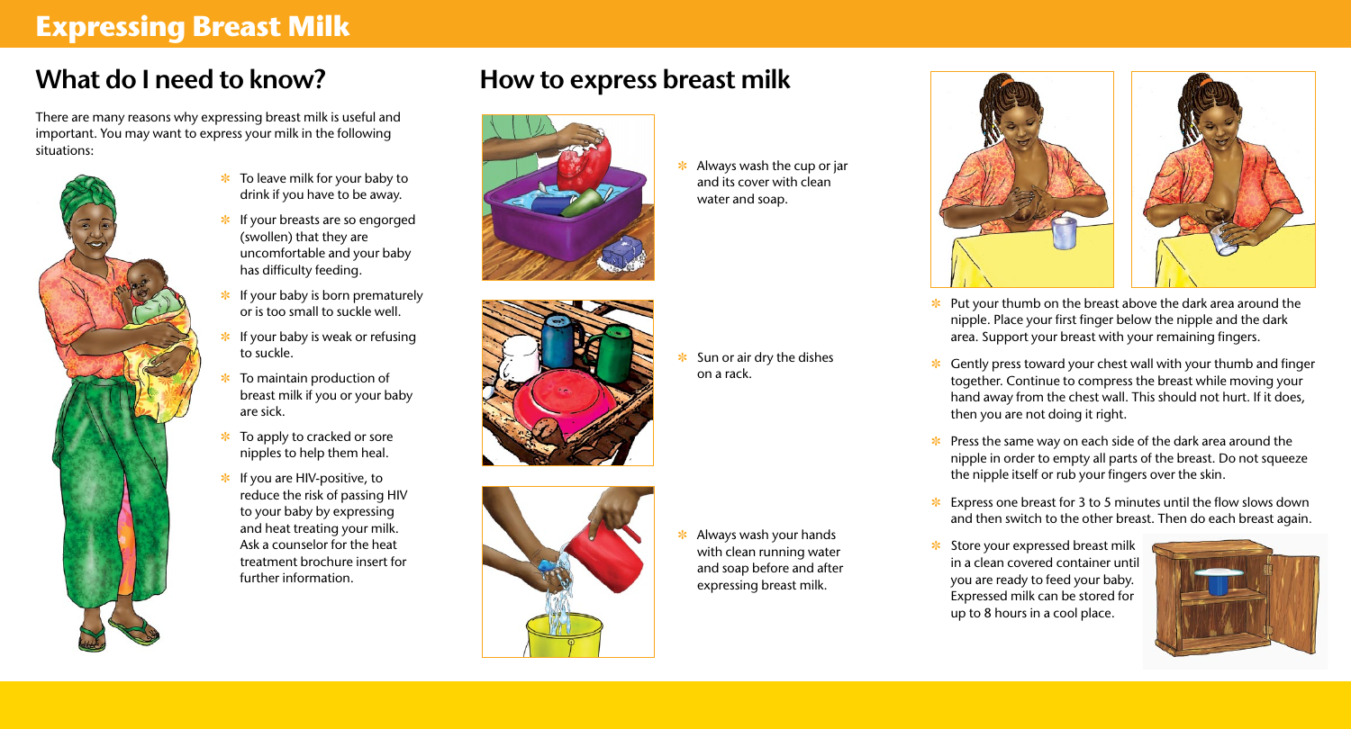# Expressing Breast Milk

## What do I need to know?

There are many reasons why expressing breast milk is useful and important. You may want to express your milk in the following situations:

- To leave milk for your baby to drink if you have to be away.
- If your breasts are so engorged (swollen) that they are uncomfortable and your baby has difficulty feeding.
- If your baby is born prematurely or is too small to suckle well.
- If your baby is weak or refusing to suckle.
- To maintain production of breast milk if you or your baby are sick.
- To apply to cracked or sore nipples to help them heal.
- If you are HIV-positive, to reduce the risk of passing HIV to your baby by expressing and heat treating your milk. Ask a counselor for the heat treatment brochure insert for further information.

## How to express breast milk

- Always wash the cup or jar and its cover with clean water and soap.
- Sun or air dry the dishes on a rack.
- Always wash your hands with clean running water and soap before and after expressing breast milk.
- Put your thumb on the breast above the dark area around the nipple. Place your first finger below the nipple and the dark area. Support your breast with your remaining fingers.
- Gently press toward your chest wall with your thumb and finger together. Continue to compress the breast while moving your hand away from the chest wall. This should not hurt. If it does, then you are not doing it right.
- Press the same way on each side of the dark area around the nipple in order to empty all parts of the breast. Do not squeeze the nipple itself or rub your fingers over the skin.
- Express one breast for 3 to 5 minutes until the flow slows down and then switch to the other breast. Then do each breast again.
- Store your expressed breast milk in a clean covered container until you are ready to feed your baby. Expressed milk can be stored for up to 8 hours in a cool place.